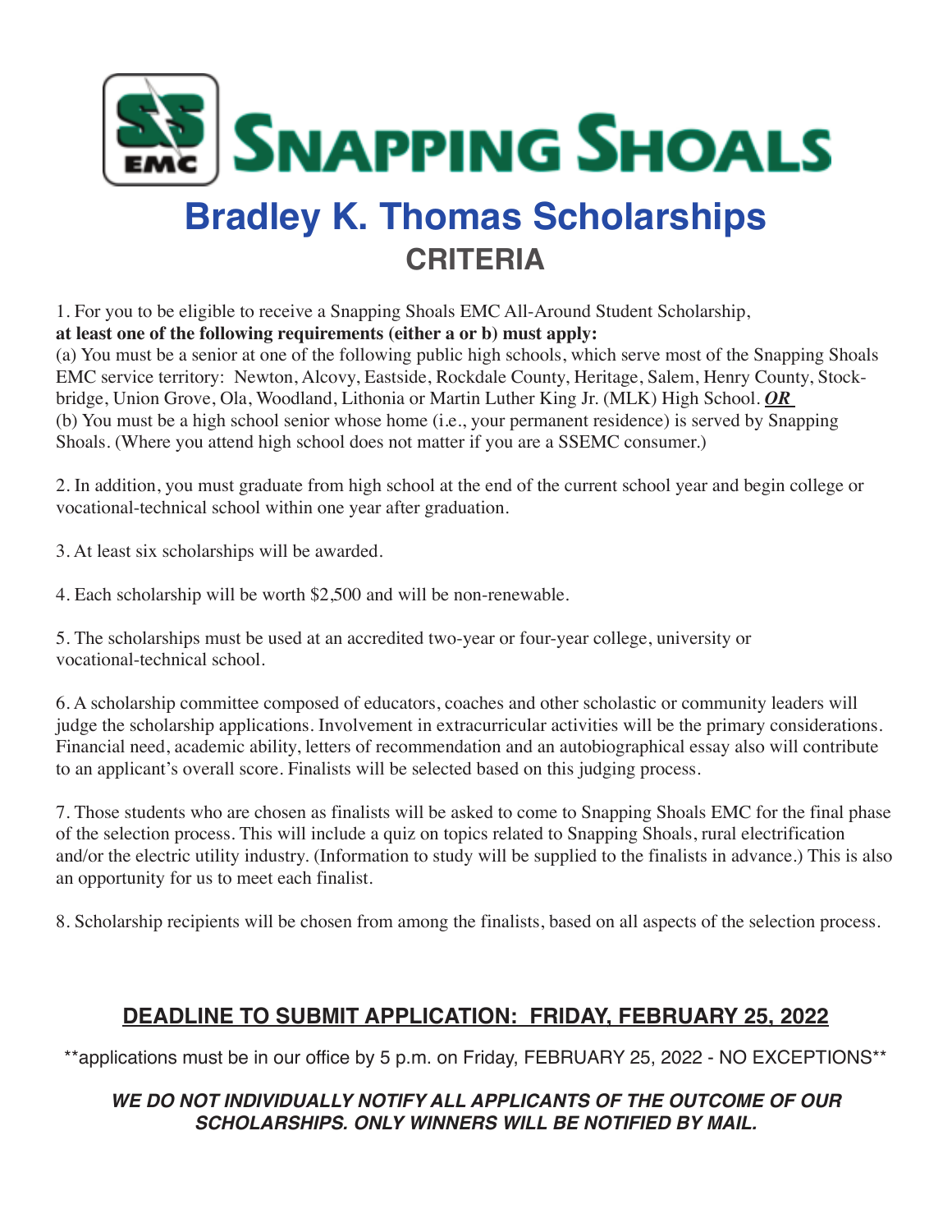# SNAPPING SHOALS

# Bradley K. Thomas Scholarships

## CRITERIA

1. For you to be eligible to receive a Snapping Shoals EMC All-Around Student Scholarship, **at least one of the following requirements (either a or b) must apply:**
(a) You must be a senior at one of the following public high schools, which serve most of the Snapping Shoals EMC service territory: Newton, Alcovy, Eastside, Rockdale County, Heritage, Salem, Henry County, Stockbridge, Union Grove, Ola, Woodland, Lithonia or Martin Luther King Jr. (MLK) High School. ***OR***
(b) You must be a high school senior whose home (i.e., your permanent residence) is served by Snapping Shoals. (Where you attend high school does not matter if you are a SSEMC consumer.)

2. In addition, you must graduate from high school at the end of the current school year and begin college or vocational-technical school within one year after graduation.

3. At least six scholarships will be awarded.

4. Each scholarship will be worth $2,500 and will be non-renewable.

5. The scholarships must be used at an accredited two-year or four-year college, university or vocational-technical school.

6. A scholarship committee composed of educators, coaches and other scholastic or community leaders will judge the scholarship applications. Involvement in extracurricular activities will be the primary considerations. Financial need, academic ability, letters of recommendation and an autobiographical essay also will contribute to an applicant's overall score. Finalists will be selected based on this judging process.

7. Those students who are chosen as finalists will be asked to come to Snapping Shoals EMC for the final phase of the selection process. This will include a quiz on topics related to Snapping Shoals, rural electrification and/or the electric utility industry. (Information to study will be supplied to the finalists in advance.) This is also an opportunity for us to meet each finalist.

8. Scholarship recipients will be chosen from among the finalists, based on all aspects of the selection process.

## DEADLINE TO SUBMIT APPLICATION: FRIDAY, FEBRUARY 25, 2022

**applications must be in our office by 5 p.m. on Friday, FEBRUARY 25, 2022 - NO EXCEPTIONS**

***WE DO NOT INDIVIDUALLY NOTIFY ALL APPLICANTS OF THE OUTCOME OF OUR SCHOLARSHIPS. ONLY WINNERS WILL BE NOTIFIED BY MAIL.***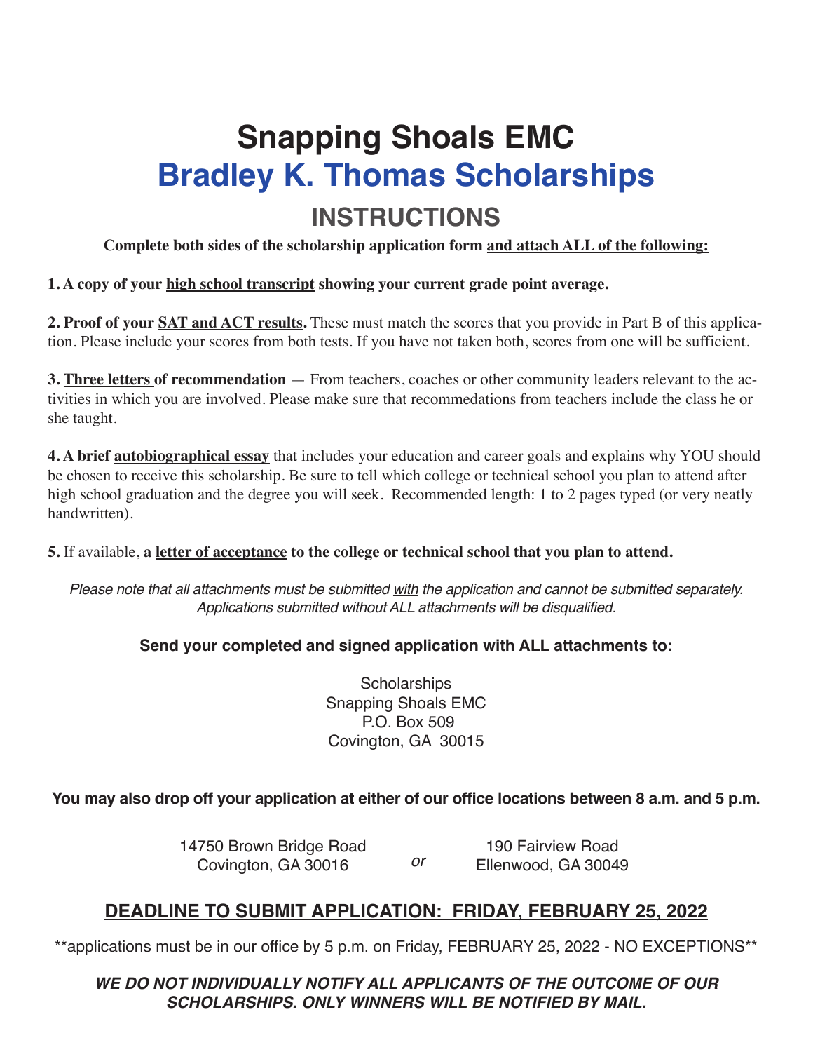# Snapping Shoals EMC

# Bradley K. Thomas Scholarships

## INSTRUCTIONS

**Complete both sides of the scholarship application form and attach ALL of the following:**

**1. A copy of your high school transcript showing your current grade point average.**

**2. Proof of your SAT and ACT results.** These must match the scores that you provide in Part B of this application. Please include your scores from both tests. If you have not taken both, scores from one will be sufficient.

**3. Three letters of recommendation** — From teachers, coaches or other community leaders relevant to the activities in which you are involved. Please make sure that recommedations from teachers include the class he or she taught.

**4. A brief autobiographical essay** that includes your education and career goals and explains why YOU should be chosen to receive this scholarship. Be sure to tell which college or technical school you plan to attend after high school graduation and the degree you will seek. Recommended length: 1 to 2 pages typed (or very neatly handwritten).

**5.** If available, **a letter of acceptance to the college or technical school that you plan to attend.**

*Please note that all attachments must be submitted with the application and cannot be submitted separately. Applications submitted without ALL attachments will be disqualified.*

**Send your completed and signed application with ALL attachments to:**

Scholarships
Snapping Shoals EMC
P.O. Box 509
Covington, GA 30015

**You may also drop off your application at either of our office locations between 8 a.m. and 5 p.m.**

14750 Brown Bridge Road
Covington, GA 30016

*or*

190 Fairview Road
Ellenwood, GA 30049

## DEADLINE TO SUBMIT APPLICATION: FRIDAY, FEBRUARY 25, 2022

**applications must be in our office by 5 p.m. on Friday, FEBRUARY 25, 2022 - NO EXCEPTIONS**

***WE DO NOT INDIVIDUALLY NOTIFY ALL APPLICANTS OF THE OUTCOME OF OUR SCHOLARSHIPS. ONLY WINNERS WILL BE NOTIFIED BY MAIL.***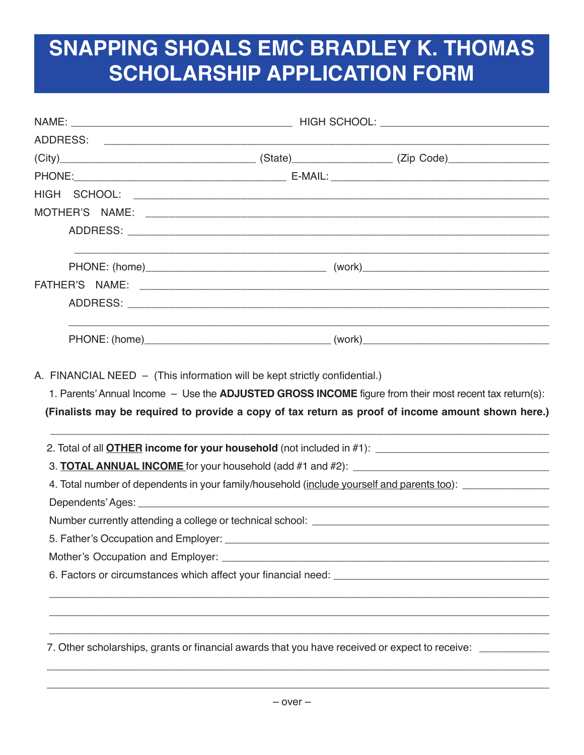# SNAPPING SHOALS EMC BRADLEY K. THOMAS SCHOLARSHIP APPLICATION FORM

NAME: ______________________________________ HIGH SCHOOL: ____________________________

ADDRESS: ____________________________________________________________________________

(City)_________________________________ (State)_________________ (Zip Code)_________________

PHONE:____________________________________ E-MAIL: ______________________________________

HIGH SCHOOL: ________________________________________________________________________

MOTHER'S NAME: ______________________________________________________________________

ADDRESS: ____________________________________________________________________________

_____________________________________________________________________________________

PHONE: (home)_______________________________ (work)________________________________

FATHER'S NAME: ______________________________________________________________________

ADDRESS: ____________________________________________________________________________

_____________________________________________________________________________________

PHONE: (home)_______________________________ (work)________________________________

A. FINANCIAL NEED – (This information will be kept strictly confidential.)

1. Parents' Annual Income – Use the **ADJUSTED GROSS INCOME** figure from their most recent tax return(s):
**(Finalists may be required to provide a copy of tax return as proof of income amount shown here.)**

_____________________________________________________________________________________

2. Total of all **OTHER income for your household** (not included in #1): _____________________________

3. **TOTAL ANNUAL INCOME** for your household (add #1 and #2): _________________________________

4. Total number of dependents in your family/household (include yourself and parents too): _______________

Dependents' Ages: ____________________________________________________________________

Number currently attending a college or technical school: ____________________________________

5. Father's Occupation and Employer: ______________________________________________________

Mother's Occupation and Employer: ______________________________________________________

6. Factors or circumstances which affect your financial need: ___________________________________

_____________________________________________________________________________________

_____________________________________________________________________________________

_____________________________________________________________________________________

7. Other scholarships, grants or financial awards that you have received or expect to receive: ____________

_____________________________________________________________________________________

_____________________________________________________________________________________

– over –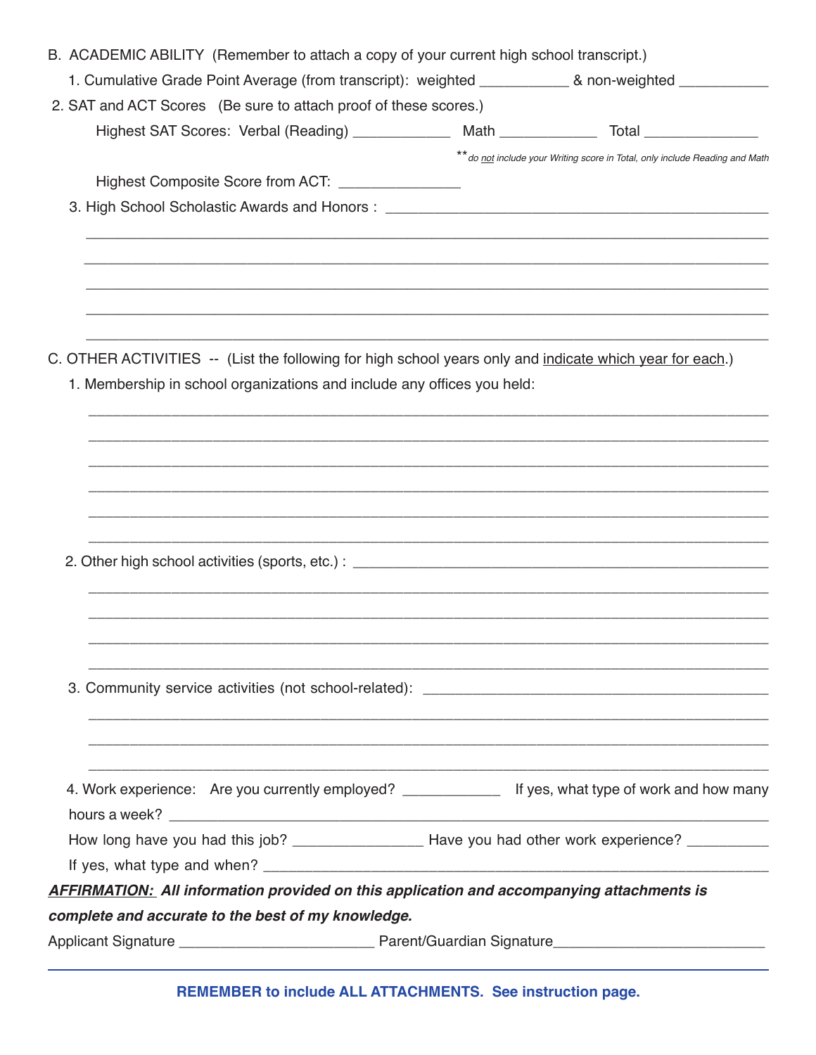B. ACADEMIC ABILITY (Remember to attach a copy of your current high school transcript.)

1. Cumulative Grade Point Average (from transcript): weighted ___________ & non-weighted ___________

2. SAT and ACT Scores (Be sure to attach proof of these scores.)

Highest SAT Scores: Verbal (Reading) ____________ Math ____________ Total ______________

** *do not include your Writing score in Total, only include Reading and Math*

Highest Composite Score from ACT: _______________

3. High School Scholastic Awards and Honors : ______________________________________________

_____________________________________________________________________________

_____________________________________________________________________________

_____________________________________________________________________________

_____________________________________________________________________________

_____________________________________________________________________________

C. OTHER ACTIVITIES -- (List the following for high school years only and indicate which year for each.)

1. Membership in school organizations and include any offices you held:

_____________________________________________________________________________

_____________________________________________________________________________

_____________________________________________________________________________

_____________________________________________________________________________

_____________________________________________________________________________

_____________________________________________________________________________

2. Other high school activities (sports, etc.) : _____________________________________________

_____________________________________________________________________________

_____________________________________________________________________________

_____________________________________________________________________________

_____________________________________________________________________________

3. Community service activities (not school-related): __________________________________________

_____________________________________________________________________________

_____________________________________________________________________________

_____________________________________________________________________________

4. Work experience: Are you currently employed? ____________ If yes, what type of work and how many hours a week? __________________________________________________________________

How long have you had this job? _______________ Have you had other work experience? __________

If yes, what type and when? _____________________________________________________________

***AFFIRMATION:* All information provided on this application and accompanying attachments is complete and accurate to the best of my knowledge.**

Applicant Signature _______________________ Parent/Guardian Signature_________________________

**REMEMBER to include ALL ATTACHMENTS. See instruction page.**